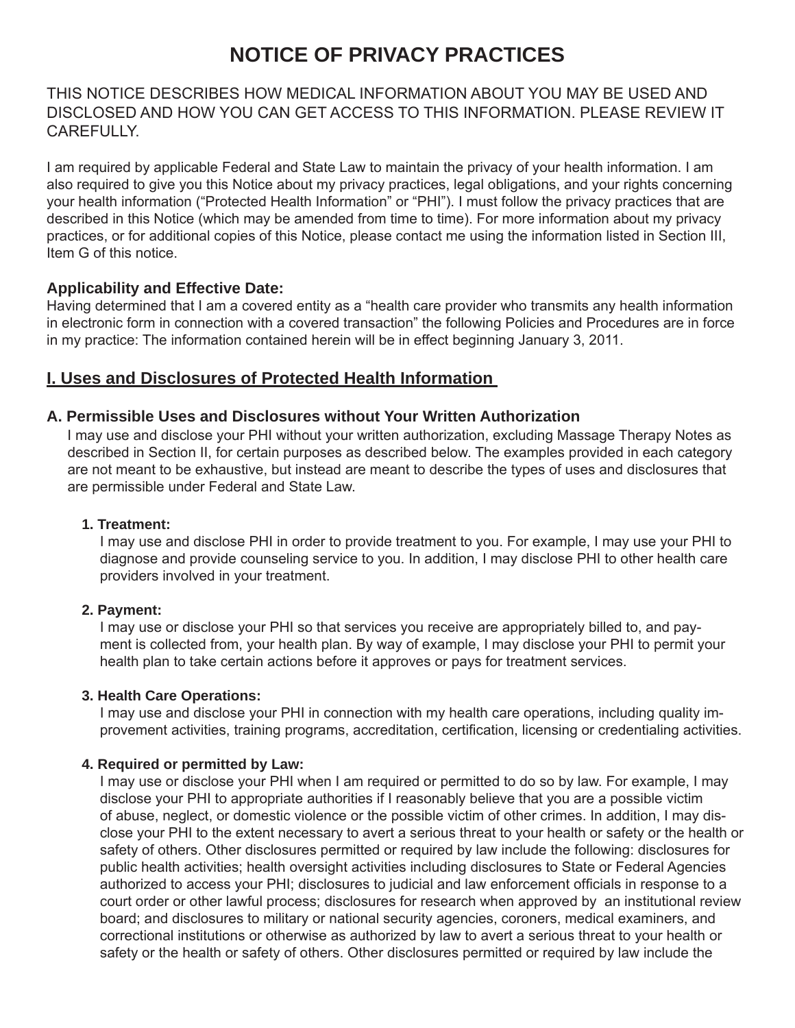# NOTICE OF PRIVACY PRACTICES

THIS NOTICE DESCRIBES HOW MEDICAL INFORMATION ABOUT YOU MAY BE USED AND DISCLOSED AND HOW YOU CAN GET ACCESS TO THIS INFORMATION. PLEASE REVIEW IT CAREFULLY.

I am required by applicable Federal and State Law to maintain the privacy of your health information. I am also required to give you this Notice about my privacy practices, legal obligations, and your rights concerning your health information ("Protected Health Information" or "PHI"). I must follow the privacy practices that are described in this Notice (which may be amended from time to time). For more information about my privacy practices, or for additional copies of this Notice, please contact me using the information listed in Section III, Item G of this notice.

### Applicability and Effective Date:

Having determined that I am a covered entity as a "health care provider who transmits any health information in electronic form in connection with a covered transaction" the following Policies and Procedures are in force in my practice: The information contained herein will be in effect beginning January 3, 2011.

## I. Uses and Disclosures of Protected Health Information

### A. Permissible Uses and Disclosures without Your Written Authorization

I may use and disclose your PHI without your written authorization, excluding Massage Therapy Notes as described in Section II, for certain purposes as described below. The examples provided in each category are not meant to be exhaustive, but instead are meant to describe the types of uses and disclosures that are permissible under Federal and State Law.

**1. Treatment:**

I may use and disclose PHI in order to provide treatment to you. For example, I may use your PHI to diagnose and provide counseling service to you. In addition, I may disclose PHI to other health care providers involved in your treatment.

**2. Payment:**

I may use or disclose your PHI so that services you receive are appropriately billed to, and payment is collected from, your health plan. By way of example, I may disclose your PHI to permit your health plan to take certain actions before it approves or pays for treatment services.

**3. Health Care Operations:**

I may use and disclose your PHI in connection with my health care operations, including quality improvement activities, training programs, accreditation, certification, licensing or credentialing activities.

**4. Required or permitted by Law:**

I may use or disclose your PHI when I am required or permitted to do so by law. For example, I may disclose your PHI to appropriate authorities if I reasonably believe that you are a possible victim of abuse, neglect, or domestic violence or the possible victim of other crimes. In addition, I may disclose your PHI to the extent necessary to avert a serious threat to your health or safety or the health or safety of others. Other disclosures permitted or required by law include the following: disclosures for public health activities; health oversight activities including disclosures to State or Federal Agencies authorized to access your PHI; disclosures to judicial and law enforcement officials in response to a court order or other lawful process; disclosures for research when approved by an institutional review board; and disclosures to military or national security agencies, coroners, medical examiners, and correctional institutions or otherwise as authorized by law to avert a serious threat to your health or safety or the health or safety of others. Other disclosures permitted or required by law include the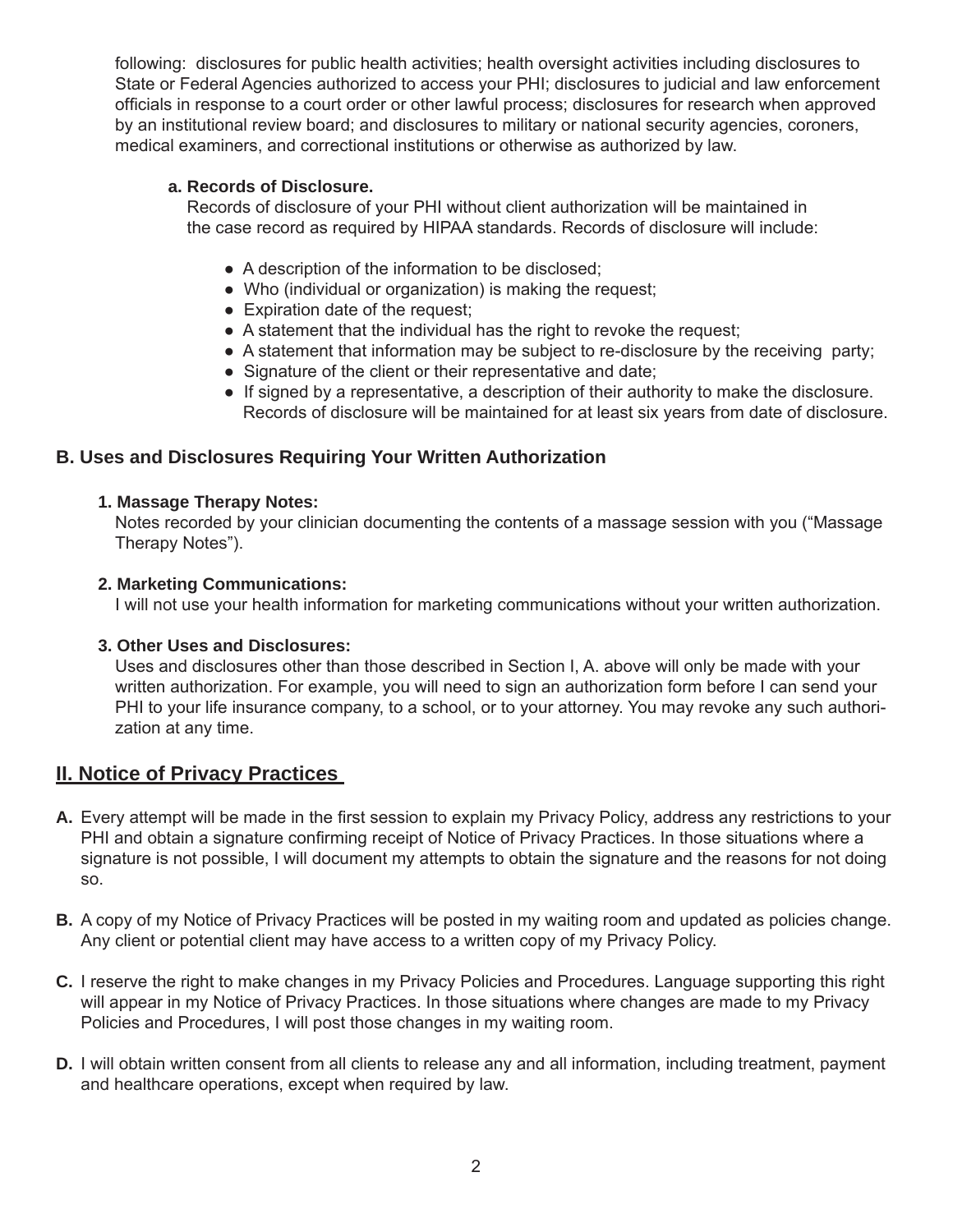following: disclosures for public health activities; health oversight activities including disclosures to State or Federal Agencies authorized to access your PHI; disclosures to judicial and law enforcement officials in response to a court order or other lawful process; disclosures for research when approved by an institutional review board; and disclosures to military or national security agencies, coroners, medical examiners, and correctional institutions or otherwise as authorized by law.

**a. Records of Disclosure.**

Records of disclosure of your PHI without client authorization will be maintained in the case record as required by HIPAA standards. Records of disclosure will include:

- A description of the information to be disclosed;
- Who (individual or organization) is making the request;
- Expiration date of the request;
- A statement that the individual has the right to revoke the request;
- A statement that information may be subject to re-disclosure by the receiving party;
- Signature of the client or their representative and date;
- If signed by a representative, a description of their authority to make the disclosure. Records of disclosure will be maintained for at least six years from date of disclosure.

### B. Uses and Disclosures Requiring Your Written Authorization

**1. Massage Therapy Notes:**

Notes recorded by your clinician documenting the contents of a massage session with you ("Massage Therapy Notes").

**2. Marketing Communications:**

I will not use your health information for marketing communications without your written authorization.

**3. Other Uses and Disclosures:**

Uses and disclosures other than those described in Section I, A. above will only be made with your written authorization. For example, you will need to sign an authorization form before I can send your PHI to your life insurance company, to a school, or to your attorney. You may revoke any such authorization at any time.

## II. Notice of Privacy Practices

**A.** Every attempt will be made in the first session to explain my Privacy Policy, address any restrictions to your PHI and obtain a signature confirming receipt of Notice of Privacy Practices. In those situations where a signature is not possible, I will document my attempts to obtain the signature and the reasons for not doing so.

**B.** A copy of my Notice of Privacy Practices will be posted in my waiting room and updated as policies change. Any client or potential client may have access to a written copy of my Privacy Policy.

**C.** I reserve the right to make changes in my Privacy Policies and Procedures. Language supporting this right will appear in my Notice of Privacy Practices. In those situations where changes are made to my Privacy Policies and Procedures, I will post those changes in my waiting room.

**D.** I will obtain written consent from all clients to release any and all information, including treatment, payment and healthcare operations, except when required by law.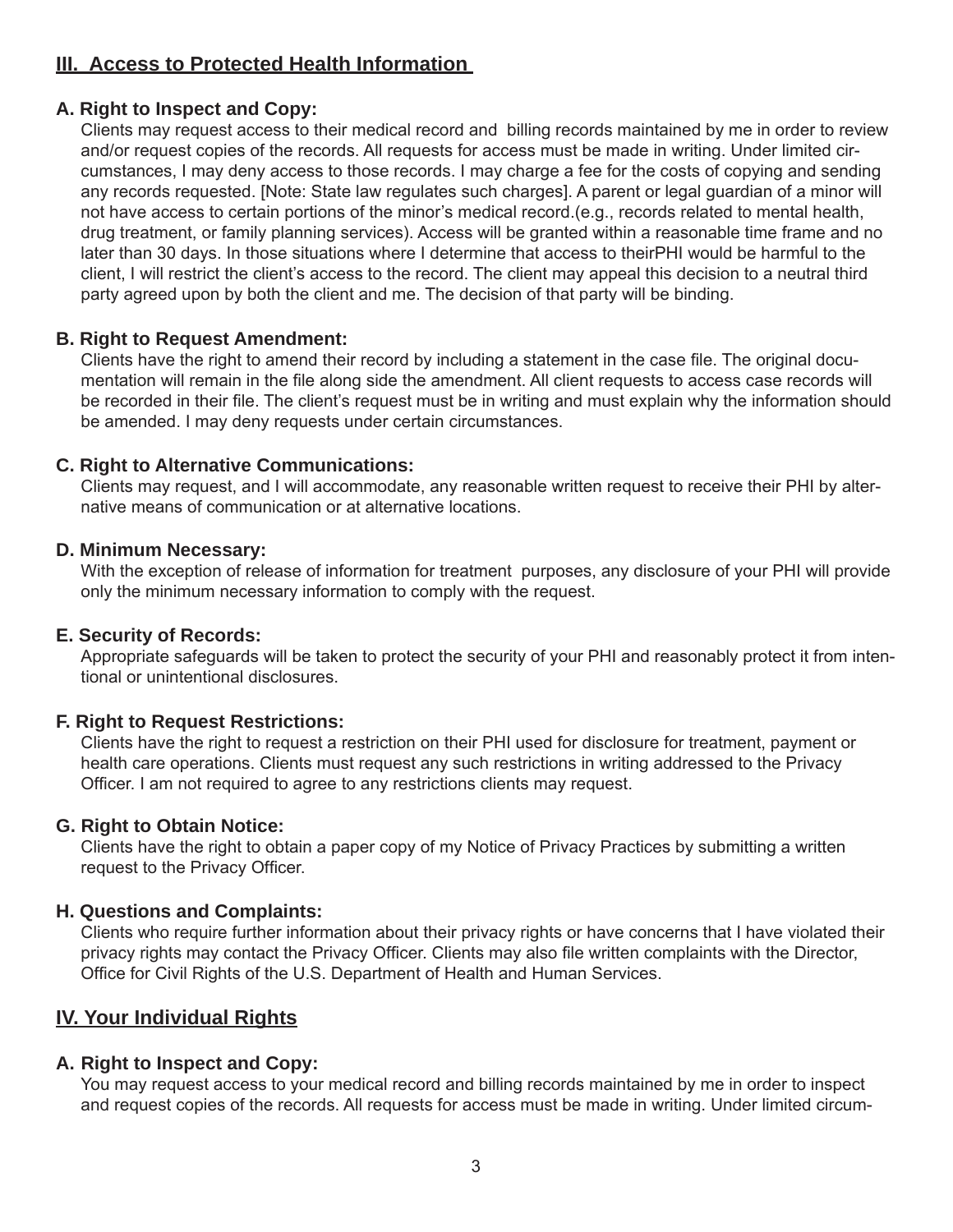## III. Access to Protected Health Information

**A. Right to Inspect and Copy:**

Clients may request access to their medical record and billing records maintained by me in order to review and/or request copies of the records. All requests for access must be made in writing. Under limited circumstances, I may deny access to those records. I may charge a fee for the costs of copying and sending any records requested. [Note: State law regulates such charges]. A parent or legal guardian of a minor will not have access to certain portions of the minor's medical record.(e.g., records related to mental health, drug treatment, or family planning services). Access will be granted within a reasonable time frame and no later than 30 days. In those situations where I determine that access to theirPHI would be harmful to the client, I will restrict the client's access to the record. The client may appeal this decision to a neutral third party agreed upon by both the client and me. The decision of that party will be binding.

**B. Right to Request Amendment:**

Clients have the right to amend their record by including a statement in the case file. The original documentation will remain in the file along side the amendment. All client requests to access case records will be recorded in their file. The client's request must be in writing and must explain why the information should be amended. I may deny requests under certain circumstances.

**C. Right to Alternative Communications:**

Clients may request, and I will accommodate, any reasonable written request to receive their PHI by alternative means of communication or at alternative locations.

**D. Minimum Necessary:**

With the exception of release of information for treatment purposes, any disclosure of your PHI will provide only the minimum necessary information to comply with the request.

**E. Security of Records:**

Appropriate safeguards will be taken to protect the security of your PHI and reasonably protect it from intentional or unintentional disclosures.

**F. Right to Request Restrictions:**

Clients have the right to request a restriction on their PHI used for disclosure for treatment, payment or health care operations. Clients must request any such restrictions in writing addressed to the Privacy Officer. I am not required to agree to any restrictions clients may request.

**G. Right to Obtain Notice:**

Clients have the right to obtain a paper copy of my Notice of Privacy Practices by submitting a written request to the Privacy Officer.

**H. Questions and Complaints:**

Clients who require further information about their privacy rights or have concerns that I have violated their privacy rights may contact the Privacy Officer. Clients may also file written complaints with the Director, Office for Civil Rights of the U.S. Department of Health and Human Services.

## IV. Your Individual Rights

**A. Right to Inspect and Copy:**

You may request access to your medical record and billing records maintained by me in order to inspect and request copies of the records. All requests for access must be made in writing. Under limited circum-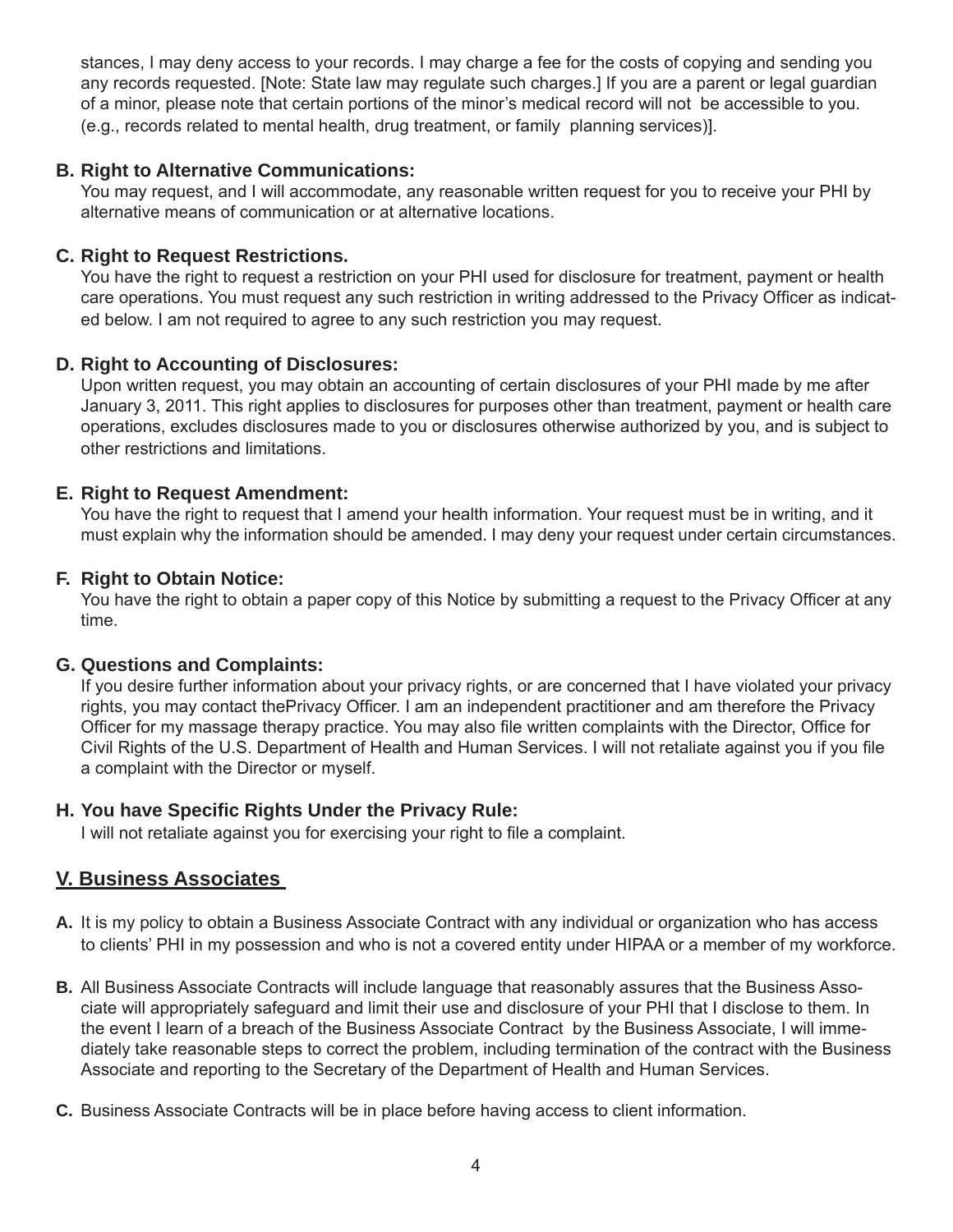stances, I may deny access to your records. I may charge a fee for the costs of copying and sending you any records requested. [Note: State law may regulate such charges.] If you are a parent or legal guardian of a minor, please note that certain portions of the minor's medical record will not be accessible to you. (e.g., records related to mental health, drug treatment, or family planning services)].

**B. Right to Alternative Communications:**

You may request, and I will accommodate, any reasonable written request for you to receive your PHI by alternative means of communication or at alternative locations.

**C. Right to Request Restrictions.**

You have the right to request a restriction on your PHI used for disclosure for treatment, payment or health care operations. You must request any such restriction in writing addressed to the Privacy Officer as indicated below. I am not required to agree to any such restriction you may request.

**D. Right to Accounting of Disclosures:**

Upon written request, you may obtain an accounting of certain disclosures of your PHI made by me after January 3, 2011. This right applies to disclosures for purposes other than treatment, payment or health care operations, excludes disclosures made to you or disclosures otherwise authorized by you, and is subject to other restrictions and limitations.

**E. Right to Request Amendment:**

You have the right to request that I amend your health information. Your request must be in writing, and it must explain why the information should be amended. I may deny your request under certain circumstances.

**F. Right to Obtain Notice:**

You have the right to obtain a paper copy of this Notice by submitting a request to the Privacy Officer at any time.

**G. Questions and Complaints:**

If you desire further information about your privacy rights, or are concerned that I have violated your privacy rights, you may contact thePrivacy Officer. I am an independent practitioner and am therefore the Privacy Officer for my massage therapy practice. You may also file written complaints with the Director, Office for Civil Rights of the U.S. Department of Health and Human Services. I will not retaliate against you if you file a complaint with the Director or myself.

**H. You have Specific Rights Under the Privacy Rule:**

I will not retaliate against you for exercising your right to file a complaint.

## V. Business Associates

**A.** It is my policy to obtain a Business Associate Contract with any individual or organization who has access to clients' PHI in my possession and who is not a covered entity under HIPAA or a member of my workforce.

**B.** All Business Associate Contracts will include language that reasonably assures that the Business Associate will appropriately safeguard and limit their use and disclosure of your PHI that I disclose to them. In the event I learn of a breach of the Business Associate Contract by the Business Associate, I will immediately take reasonable steps to correct the problem, including termination of the contract with the Business Associate and reporting to the Secretary of the Department of Health and Human Services.

**C.** Business Associate Contracts will be in place before having access to client information.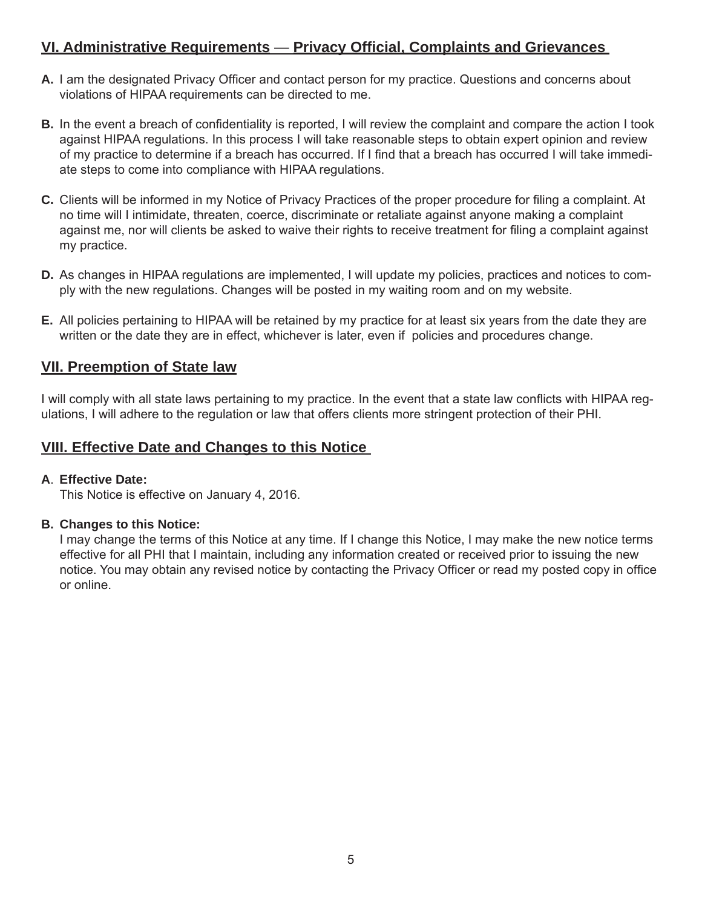## VI. Administrative Requirements — Privacy Official, Complaints and Grievances

**A.** I am the designated Privacy Officer and contact person for my practice. Questions and concerns about violations of HIPAA requirements can be directed to me.

**B.** In the event a breach of confidentiality is reported, I will review the complaint and compare the action I took against HIPAA regulations. In this process I will take reasonable steps to obtain expert opinion and review of my practice to determine if a breach has occurred. If I find that a breach has occurred I will take immediate steps to come into compliance with HIPAA regulations.

**C.** Clients will be informed in my Notice of Privacy Practices of the proper procedure for filing a complaint. At no time will I intimidate, threaten, coerce, discriminate or retaliate against anyone making a complaint against me, nor will clients be asked to waive their rights to receive treatment for filing a complaint against my practice.

**D.** As changes in HIPAA regulations are implemented, I will update my policies, practices and notices to comply with the new regulations. Changes will be posted in my waiting room and on my website.

**E.** All policies pertaining to HIPAA will be retained by my practice for at least six years from the date they are written or the date they are in effect, whichever is later, even if policies and procedures change.

## VII. Preemption of State law

I will comply with all state laws pertaining to my practice. In the event that a state law conflicts with HIPAA regulations, I will adhere to the regulation or law that offers clients more stringent protection of their PHI.

## VIII. Effective Date and Changes to this Notice

**A. Effective Date:**
This Notice is effective on January 4, 2016.

**B. Changes to this Notice:**
I may change the terms of this Notice at any time. If I change this Notice, I may make the new notice terms effective for all PHI that I maintain, including any information created or received prior to issuing the new notice. You may obtain any revised notice by contacting the Privacy Officer or read my posted copy in office or online.